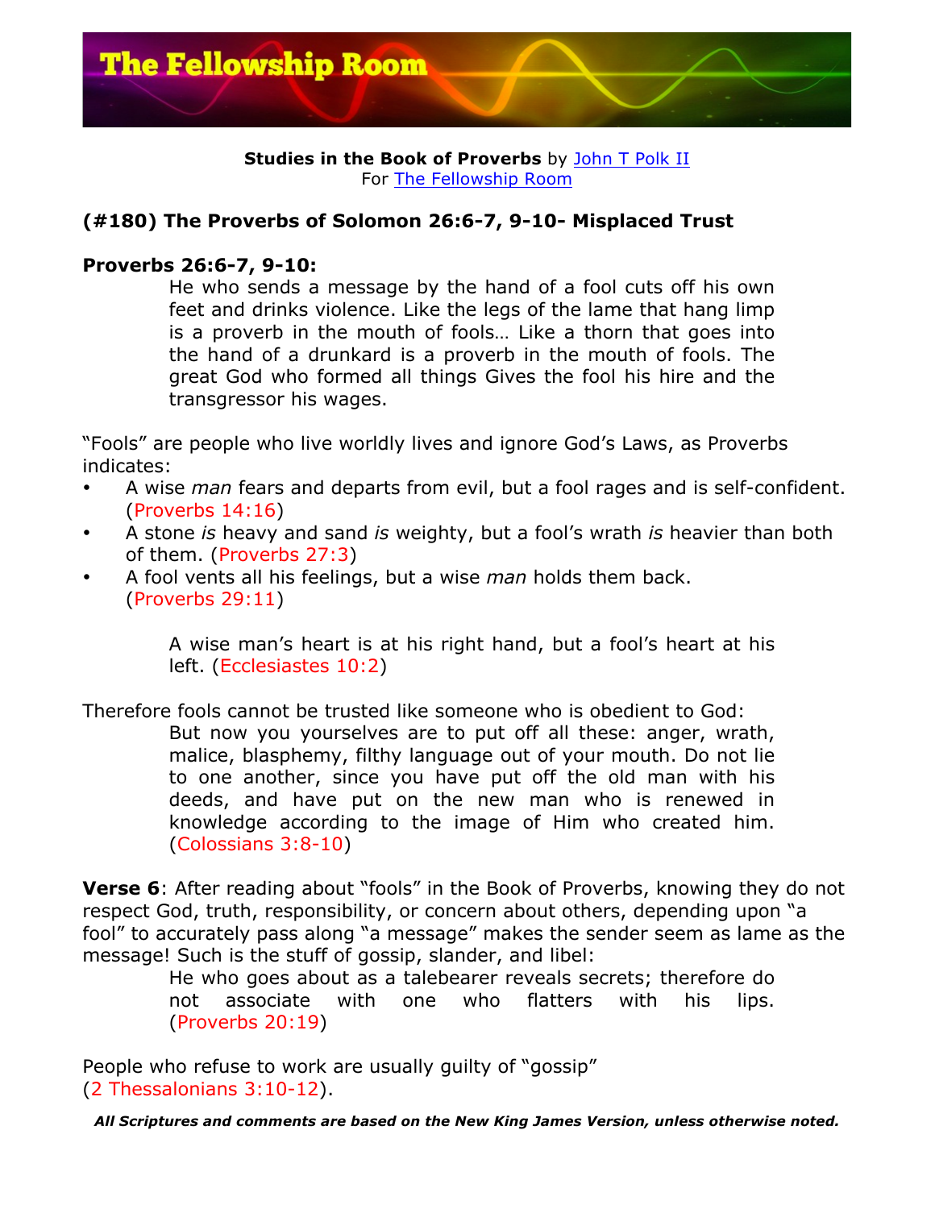The Fellowship Room

**Studies in the Book of Proverbs** by John T Polk II
For The Fellowship Room

### (#180) The Proverbs of Solomon 26:6-7, 9-10- Misplaced Trust

**Proverbs 26:6-7, 9-10:**

> He who sends a message by the hand of a fool cuts off his own feet and drinks violence. Like the legs of the lame that hang limp is a proverb in the mouth of fools… Like a thorn that goes into the hand of a drunkard is a proverb in the mouth of fools. The great God who formed all things Gives the fool his hire and the transgressor his wages.

"Fools" are people who live worldly lives and ignore God's Laws, as Proverbs indicates:

- A wise *man* fears and departs from evil, but a fool rages and is self-confident. (Proverbs 14:16)
- A stone *is* heavy and sand *is* weighty, but a fool's wrath *is* heavier than both of them. (Proverbs 27:3)
- A fool vents all his feelings, but a wise *man* holds them back. (Proverbs 29:11)

> A wise man's heart is at his right hand, but a fool's heart at his left. (Ecclesiastes 10:2)

Therefore fools cannot be trusted like someone who is obedient to God:

> But now you yourselves are to put off all these: anger, wrath, malice, blasphemy, filthy language out of your mouth. Do not lie to one another, since you have put off the old man with his deeds, and have put on the new man who is renewed in knowledge according to the image of Him who created him. (Colossians 3:8-10)

**Verse 6**: After reading about "fools" in the Book of Proverbs, knowing they do not respect God, truth, responsibility, or concern about others, depending upon "a fool" to accurately pass along "a message" makes the sender seem as lame as the message! Such is the stuff of gossip, slander, and libel:

> He who goes about as a talebearer reveals secrets; therefore do not associate with one who flatters with his lips. (Proverbs 20:19)

People who refuse to work are usually guilty of "gossip" (2 Thessalonians 3:10-12).

***All Scriptures and comments are based on the New King James Version, unless otherwise noted.***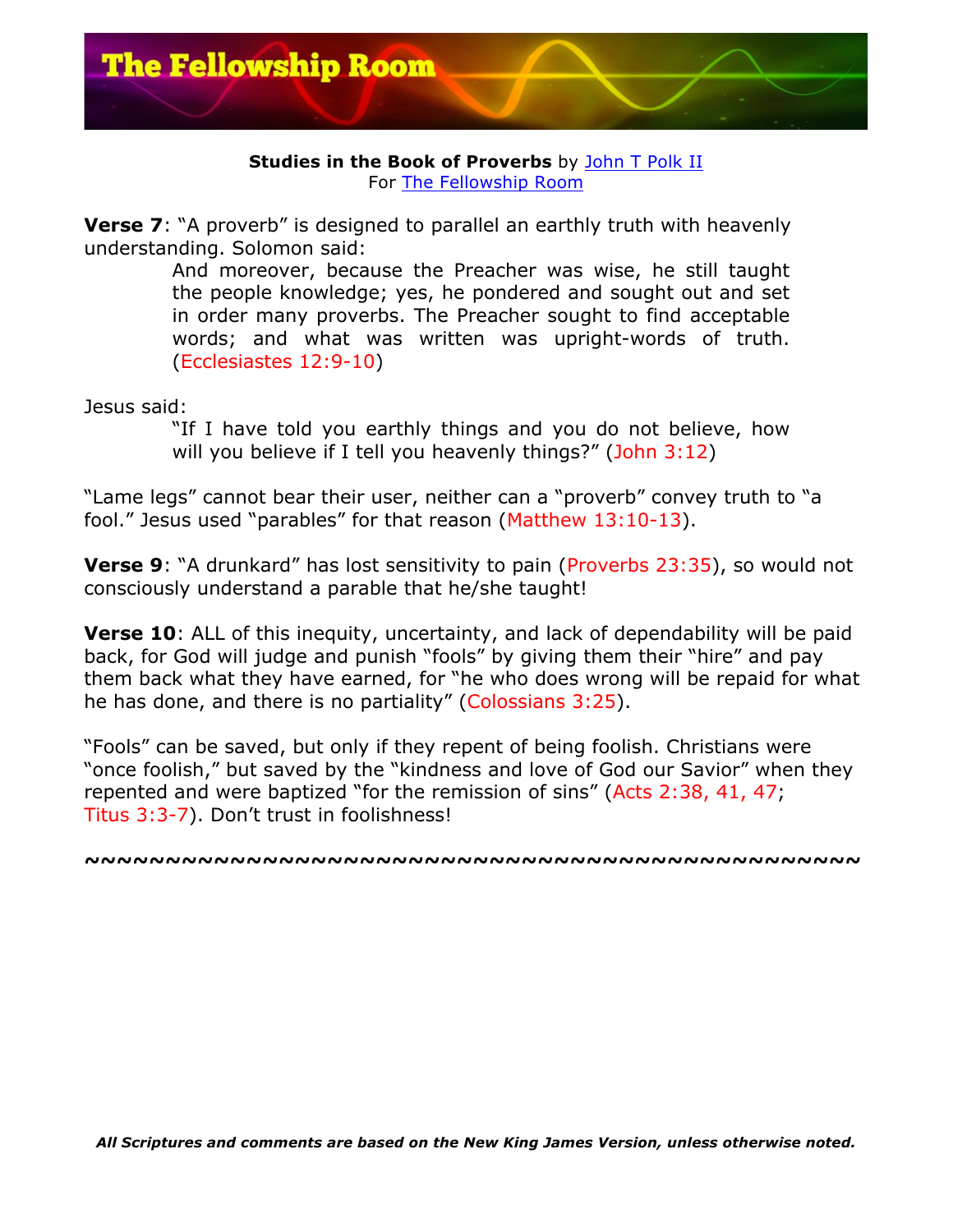**Studies in the Book of Proverbs** by John T Polk II
For The Fellowship Room

**Verse 7**: "A proverb" is designed to parallel an earthly truth with heavenly understanding. Solomon said:

> And moreover, because the Preacher was wise, he still taught the people knowledge; yes, he pondered and sought out and set in order many proverbs. The Preacher sought to find acceptable words; and what was written was upright-words of truth. (Ecclesiastes 12:9-10)

Jesus said:

> "If I have told you earthly things and you do not believe, how will you believe if I tell you heavenly things?" (John 3:12)

"Lame legs" cannot bear their user, neither can a "proverb" convey truth to "a fool." Jesus used "parables" for that reason (Matthew 13:10-13).

**Verse 9**: "A drunkard" has lost sensitivity to pain (Proverbs 23:35), so would not consciously understand a parable that he/she taught!

**Verse 10**: ALL of this inequity, uncertainty, and lack of dependability will be paid back, for God will judge and punish "fools" by giving them their "hire" and pay them back what they have earned, for "he who does wrong will be repaid for what he has done, and there is no partiality" (Colossians 3:25).

"Fools" can be saved, but only if they repent of being foolish. Christians were "once foolish," but saved by the "kindness and love of God our Savior" when they repented and were baptized "for the remission of sins" (Acts 2:38, 41, 47; Titus 3:3-7). Don't trust in foolishness!

~~~~~~~~~~~~~~~~~~~~~~~~~~~~~~~~~~~~~~~~~~~~~~~~~~~

***All Scriptures and comments are based on the New King James Version, unless otherwise noted.***